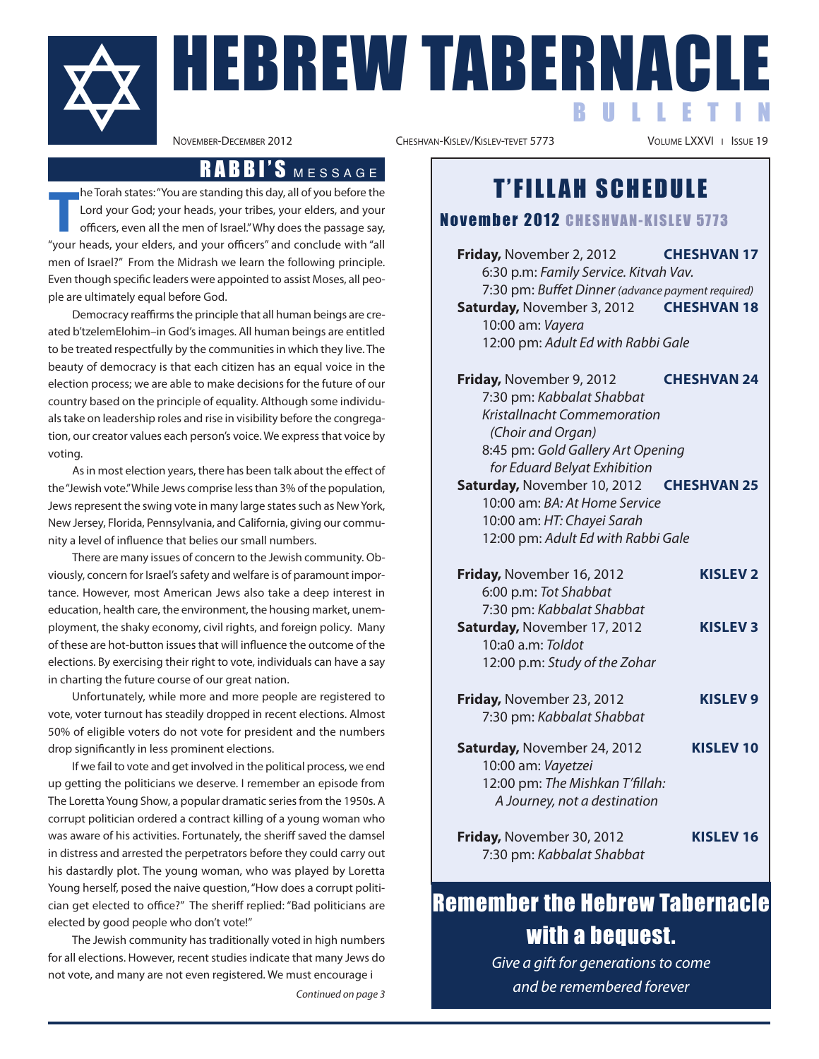# HEBREW TABERNACLE

## BULLETIN

November-December 2012 | Cheshvan-Kislev/Kislev-Tevet 5773 | Volume LXXVI | Issue 19

## RABBI'S MESSAGE

The Torah states: "You are standing this day, all of you before the Lord your God; your heads, your tribes, your elders, and your officers, even all the men of Israel." Why does the passage say, "your heads, your elders, and your officers" and conclude with "all men of Israel?" From the Midrash we learn the following principle. Even though specific leaders were appointed to assist Moses, all people are ultimately equal before God.

Democracy reaffirms the principle that all human beings are created b'tzelemElohim–in God's images. All human beings are entitled to be treated respectfully by the communities in which they live. The beauty of democracy is that each citizen has an equal voice in the election process; we are able to make decisions for the future of our country based on the principle of equality. Although some individuals take on leadership roles and rise in visibility before the congregation, our creator values each person's voice. We express that voice by voting.

As in most election years, there has been talk about the effect of the "Jewish vote." While Jews comprise less than 3% of the population, Jews represent the swing vote in many large states such as New York, New Jersey, Florida, Pennsylvania, and California, giving our community a level of influence that belies our small numbers.

There are many issues of concern to the Jewish community. Obviously, concern for Israel's safety and welfare is of paramount importance. However, most American Jews also take a deep interest in education, health care, the environment, the housing market, unemployment, the shaky economy, civil rights, and foreign policy. Many of these are hot-button issues that will influence the outcome of the elections. By exercising their right to vote, individuals can have a say in charting the future course of our great nation.

Unfortunately, while more and more people are registered to vote, voter turnout has steadily dropped in recent elections. Almost 50% of eligible voters do not vote for president and the numbers drop significantly in less prominent elections.

If we fail to vote and get involved in the political process, we end up getting the politicians we deserve. I remember an episode from The Loretta Young Show, a popular dramatic series from the 1950s. A corrupt politician ordered a contract killing of a young woman who was aware of his activities. Fortunately, the sheriff saved the damsel in distress and arrested the perpetrators before they could carry out his dastardly plot. The young woman, who was played by Loretta Young herself, posed the naive question, "How does a corrupt politician get elected to office?" The sheriff replied: "Bad politicians are elected by good people who don't vote!"

The Jewish community has traditionally voted in high numbers for all elections. However, recent studies indicate that many Jews do not vote, and many are not even registered. We must encourage i

*Continued on page 3*

## T'FILLAH SCHEDULE

### November 2012 CHESHVAN-KISLEV 5773

**Friday,** November 2, 2012 — **CHESHVAN 17**
- 6:30 p.m: *Family Service. Kitvah Vav.*
- 7:30 pm: *Buffet Dinner (advance payment required)*

**Saturday,** November 3, 2012 — **CHESHVAN 18**
- 10:00 am: *Vayera*
- 12:00 pm: *Adult Ed with Rabbi Gale*

**Friday,** November 9, 2012 — **CHESHVAN 24**
- 7:30 pm: *Kabbalat Shabbat Kristallnacht Commemoration (Choir and Organ)*
- 8:45 pm: *Gold Gallery Art Opening for Eduard Belyat Exhibition*

**Saturday,** November 10, 2012 — **CHESHVAN 25**
- 10:00 am: *BA: At Home Service*
- 10:00 am: *HT: Chayei Sarah*
- 12:00 pm: *Adult Ed with Rabbi Gale*

**Friday,** November 16, 2012 — **KISLEV 2**
- 6:00 p.m: *Tot Shabbat*
- 7:30 pm: *Kabbalat Shabbat*

**Saturday,** November 17, 2012 — **KISLEV 3**
- 10:a0 a.m: *Toldot*
- 12:00 p.m: *Study of the Zohar*

**Friday,** November 23, 2012 — **KISLEV 9**
- 7:30 pm: *Kabbalat Shabbat*

**Saturday,** November 24, 2012 — **KISLEV 10**
- 10:00 am: *Vayetzei*
- 12:00 pm: *The Mishkan T'fillah: A Journey, not a destination*

**Friday,** November 30, 2012 — **KISLEV 16**
- 7:30 pm: *Kabbalat Shabbat*

## Remember the Hebrew Tabernacle with a bequest.

*Give a gift for generations to come and be remembered forever*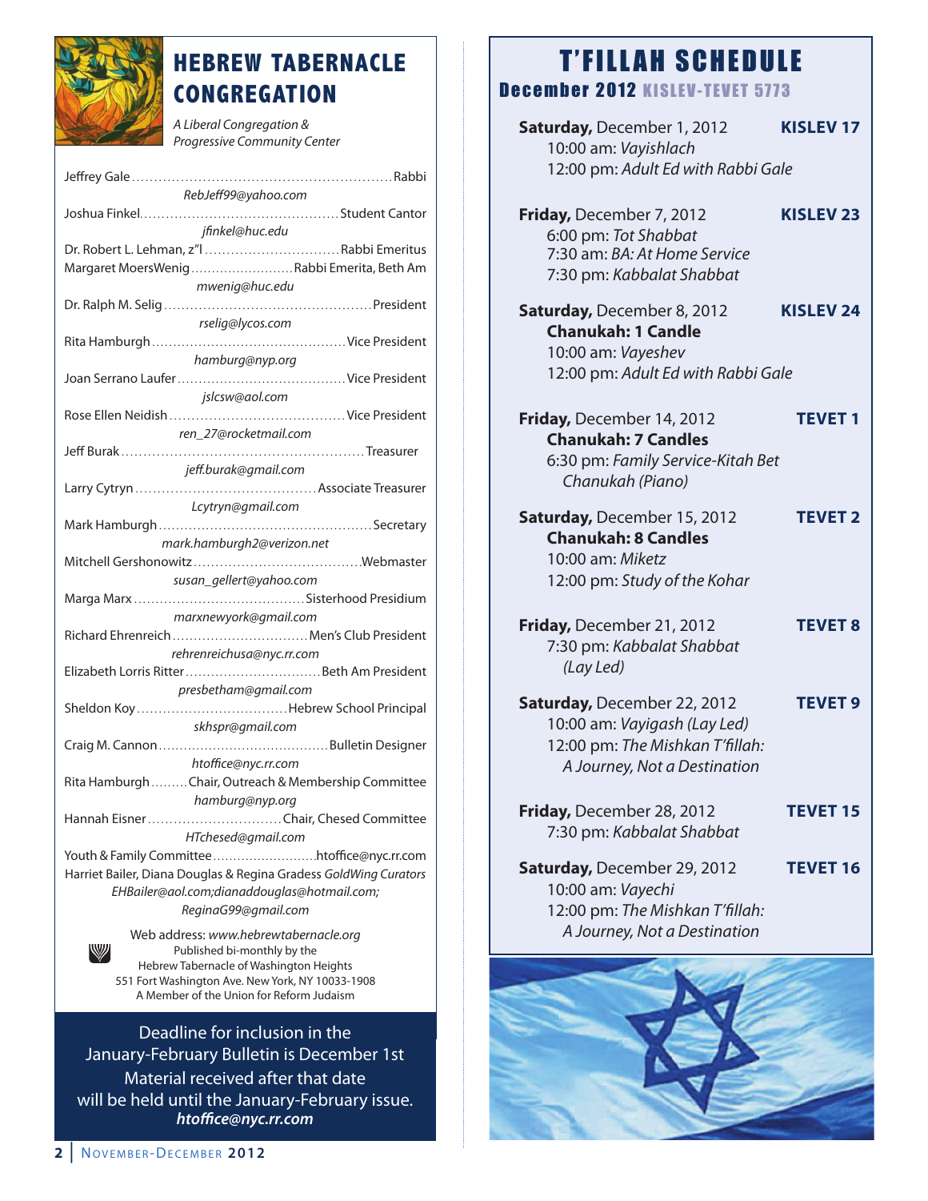# HEBREW TABERNACLE CONGREGATION

*A Liberal Congregation & Progressive Community Center*

Jeffrey Gale .......... Rabbi
*RebJeff99@yahoo.com*

Joshua Finkel .......... Student Cantor
*jfinkel@huc.edu*

Dr. Robert L. Lehman, z"l .......... Rabbi Emeritus

Margaret MoersWenig .......... Rabbi Emerita, Beth Am
*mwenig@huc.edu*

Dr. Ralph M. Selig .......... President
*rselig@lycos.com*

Rita Hamburgh .......... Vice President
*hamburg@nyp.org*

Joan Serrano Laufer .......... Vice President
*jslcsw@aol.com*

Rose Ellen Neidish .......... Vice President
*ren_27@rocketmail.com*

Jeff Burak .......... Treasurer
*jeff.burak@gmail.com*

Larry Cytryn .......... Associate Treasurer
*Lcytryn@gmail.com*

Mark Hamburgh .......... Secretary
*mark.hamburgh2@verizon.net*

Mitchell Gershonowitz .......... Webmaster
*susan_gellert@yahoo.com*

Marga Marx .......... Sisterhood Presidium
*marxnewyork@gmail.com*

Richard Ehrenreich .......... Men's Club President
*rehrenreichusa@nyc.rr.com*

Elizabeth Lorris Ritter .......... Beth Am President
*presbetham@gmail.com*

Sheldon Koy .......... Hebrew School Principal
*skhspr@gmail.com*

Craig M. Cannon .......... Bulletin Designer
*htoffice@nyc.rr.com*

Rita Hamburgh .......... Chair, Outreach & Membership Committee
*hamburg@nyp.org*

Hannah Eisner .......... Chair, Chesed Committee
*HTchesed@gmail.com*

Youth & Family Committee .......... htoffice@nyc.rr.com

Harriet Bailer, Diana Douglas & Regina Gradess *GoldWing Curators*
*EHBailer@aol.com;dianaddouglas@hotmail.com; ReginaG99@gmail.com*

Web address: *www.hebrewtabernacle.org*
Published bi-monthly by the
Hebrew Tabernacle of Washington Heights
551 Fort Washington Ave. New York, NY 10033-1908
A Member of the Union for Reform Judaism

Deadline for inclusion in the January-February Bulletin is December 1st
Material received after that date will be held until the January-February issue.
***htoffice@nyc.rr.com***

# T'FILLAH SCHEDULE

## December 2012 KISLEV-TEVET 5773

**Saturday,** December 1, 2012 — **KISLEV 17**
10:00 am: *Vayishlach*
12:00 pm: *Adult Ed with Rabbi Gale*

**Friday,** December 7, 2012 — **KISLEV 23**
6:00 pm: *Tot Shabbat*
7:30 am: *BA: At Home Service*
7:30 pm: *Kabbalat Shabbat*

**Saturday,** December 8, 2012 — **KISLEV 24**
**Chanukah: 1 Candle**
10:00 am: *Vayeshev*
12:00 pm: *Adult Ed with Rabbi Gale*

**Friday,** December 14, 2012 — **TEVET 1**
**Chanukah: 7 Candles**
6:30 pm: *Family Service-Kitah Bet Chanukah (Piano)*

**Saturday,** December 15, 2012 — **TEVET 2**
**Chanukah: 8 Candles**
10:00 am: *Miketz*
12:00 pm: *Study of the Kohar*

**Friday,** December 21, 2012 — **TEVET 8**
7:30 pm: *Kabbalat Shabbat (Lay Led)*

**Saturday,** December 22, 2012 — **TEVET 9**
10:00 am: *Vayigash (Lay Led)*
12:00 pm: *The Mishkan T'fillah: A Journey, Not a Destination*

**Friday,** December 28, 2012 — **TEVET 15**
7:30 pm: *Kabbalat Shabbat*

**Saturday,** December 29, 2012 — **TEVET 16**
10:00 am: *Vayechi*
12:00 pm: *The Mishkan T'fillah: A Journey, Not a Destination*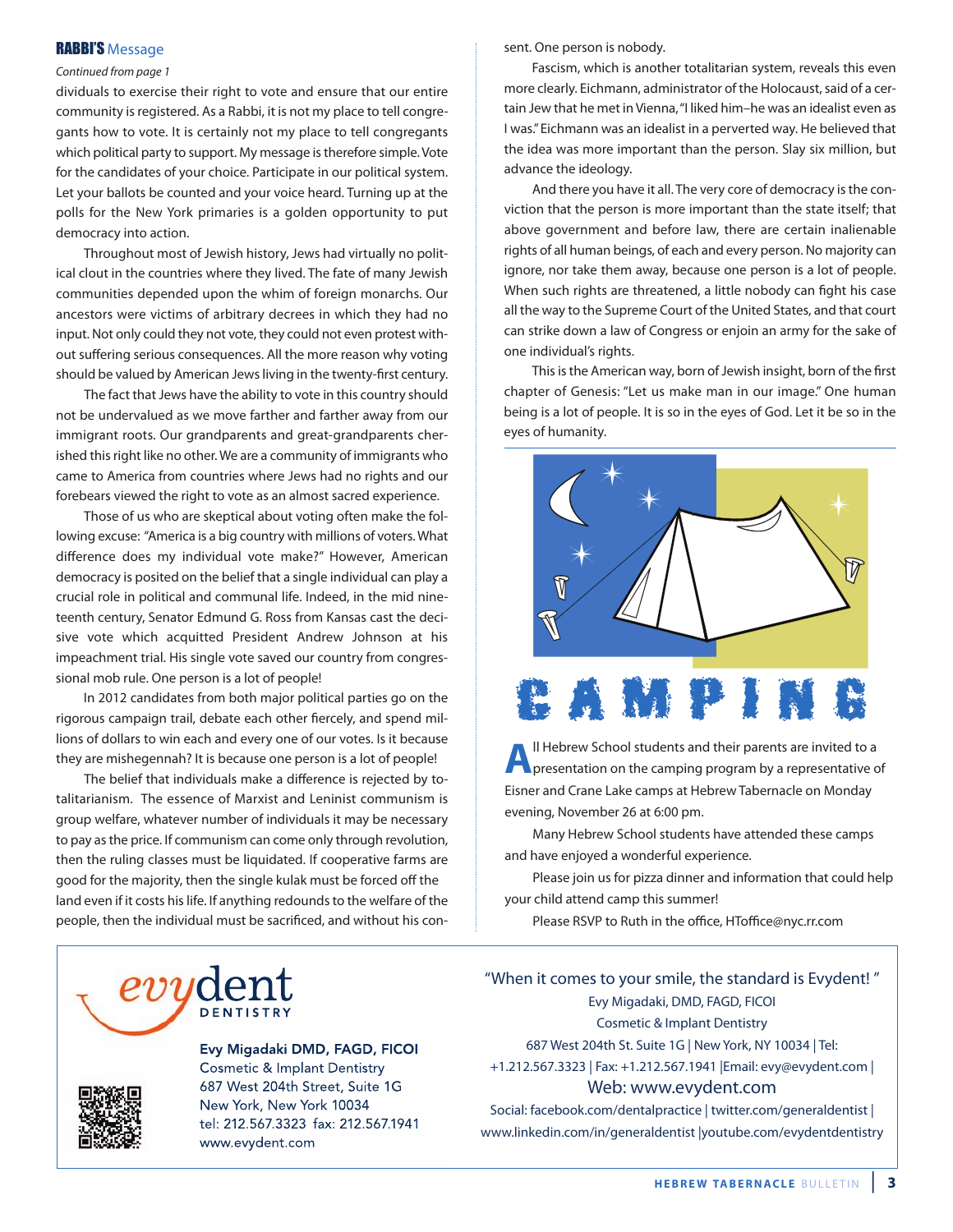## RABBI'S Message

*Continued from page 1*

dividuals to exercise their right to vote and ensure that our entire community is registered. As a Rabbi, it is not my place to tell congregants how to vote. It is certainly not my place to tell congregants which political party to support. My message is therefore simple. Vote for the candidates of your choice. Participate in our political system. Let your ballots be counted and your voice heard. Turning up at the polls for the New York primaries is a golden opportunity to put democracy into action.

Throughout most of Jewish history, Jews had virtually no political clout in the countries where they lived. The fate of many Jewish communities depended upon the whim of foreign monarchs. Our ancestors were victims of arbitrary decrees in which they had no input. Not only could they not vote, they could not even protest without suffering serious consequences. All the more reason why voting should be valued by American Jews living in the twenty-first century.

The fact that Jews have the ability to vote in this country should not be undervalued as we move farther and farther away from our immigrant roots. Our grandparents and great-grandparents cherished this right like no other. We are a community of immigrants who came to America from countries where Jews had no rights and our forebears viewed the right to vote as an almost sacred experience.

Those of us who are skeptical about voting often make the following excuse: "America is a big country with millions of voters. What difference does my individual vote make?" However, American democracy is posited on the belief that a single individual can play a crucial role in political and communal life. Indeed, in the mid nineteenth century, Senator Edmund G. Ross from Kansas cast the decisive vote which acquitted President Andrew Johnson at his impeachment trial. His single vote saved our country from congressional mob rule. One person is a lot of people!

In 2012 candidates from both major political parties go on the rigorous campaign trail, debate each other fiercely, and spend millions of dollars to win each and every one of our votes. Is it because they are mishegennah? It is because one person is a lot of people!

The belief that individuals make a difference is rejected by totalitarianism. The essence of Marxist and Leninist communism is group welfare, whatever number of individuals it may be necessary to pay as the price. If communism can come only through revolution, then the ruling classes must be liquidated. If cooperative farms are good for the majority, then the single kulak must be forced off the land even if it costs his life. If anything redounds to the welfare of the people, then the individual must be sacrificed, and without his consent. One person is nobody.

Fascism, which is another totalitarian system, reveals this even more clearly. Eichmann, administrator of the Holocaust, said of a certain Jew that he met in Vienna, "I liked him–he was an idealist even as I was." Eichmann was an idealist in a perverted way. He believed that the idea was more important than the person. Slay six million, but advance the ideology.

And there you have it all. The very core of democracy is the conviction that the person is more important than the state itself; that above government and before law, there are certain inalienable rights of all human beings, of each and every person. No majority can ignore, nor take them away, because one person is a lot of people. When such rights are threatened, a little nobody can fight his case all the way to the Supreme Court of the United States, and that court can strike down a law of Congress or enjoin an army for the sake of one individual's rights.

This is the American way, born of Jewish insight, born of the first chapter of Genesis: "Let us make man in our image." One human being is a lot of people. It is so in the eyes of God. Let it be so in the eyes of humanity.

## CAMPING

All Hebrew School students and their parents are invited to a presentation on the camping program by a representative of Eisner and Crane Lake camps at Hebrew Tabernacle on Monday evening, November 26 at 6:00 pm.

Many Hebrew School students have attended these camps and have enjoyed a wonderful experience.

Please join us for pizza dinner and information that could help your child attend camp this summer!

Please RSVP to Ruth in the office, HToffice@nyc.rr.com

---

evydent DENTISTRY

**Evy Migadaki DMD, FAGD, FICOI**
Cosmetic & Implant Dentistry
687 West 204th Street, Suite 1G
New York, New York 10034
tel: 212.567.3323 fax: 212.567.1941
www.evydent.com

"When it comes to your smile, the standard is Evydent! "
Evy Migadaki, DMD, FAGD, FICOI
Cosmetic & Implant Dentistry
687 West 204th St. Suite 1G | New York, NY 10034 | Tel: +1.212.567.3323 | Fax: +1.212.567.1941 |Email: evy@evydent.com |
Web: www.evydent.com
Social: facebook.com/dentalpractice | twitter.com/generaldentist | www.linkedin.com/in/generaldentist |youtube.com/evydentdentistry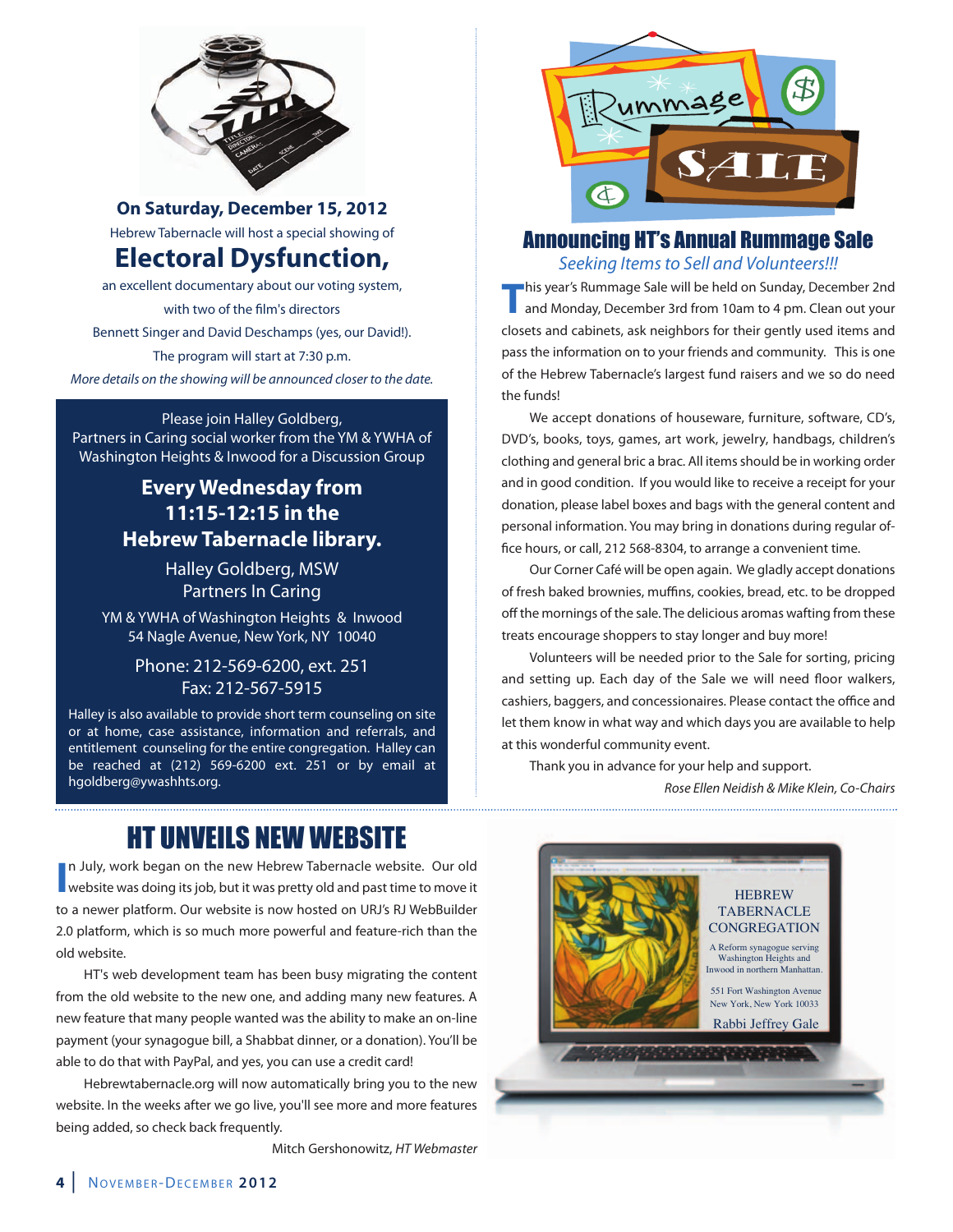**On Saturday, December 15, 2012**

Hebrew Tabernacle will host a special showing of

## Electoral Dysfunction,

an excellent documentary about our voting system,

with two of the film's directors

Bennett Singer and David Deschamps (yes, our David!).

The program will start at 7:30 p.m.

*More details on the showing will be announced closer to the date.*

Please join Halley Goldberg,
Partners in Caring social worker from the YM & YWHA of Washington Heights & Inwood for a Discussion Group

**Every Wednesday from 11:15-12:15 in the Hebrew Tabernacle library.**

Halley Goldberg, MSW
Partners In Caring

YM & YWHA of Washington Heights & Inwood
54 Nagle Avenue, New York, NY 10040

Phone: 212-569-6200, ext. 251
Fax: 212-567-5915

Halley is also available to provide short term counseling on site or at home, case assistance, information and referrals, and entitlement counseling for the entire congregation. Halley can be reached at (212) 569-6200 ext. 251 or by email at hgoldberg@ywashhts.org.

## Announcing HT's Annual Rummage Sale

*Seeking Items to Sell and Volunteers!!!*

This year's Rummage Sale will be held on Sunday, December 2nd and Monday, December 3rd from 10am to 4 pm. Clean out your closets and cabinets, ask neighbors for their gently used items and pass the information on to your friends and community. This is one of the Hebrew Tabernacle's largest fund raisers and we so do need the funds!

We accept donations of houseware, furniture, software, CD's, DVD's, books, toys, games, art work, jewelry, handbags, children's clothing and general bric a brac. All items should be in working order and in good condition. If you would like to receive a receipt for your donation, please label boxes and bags with the general content and personal information. You may bring in donations during regular office hours, or call, 212 568-8304, to arrange a convenient time.

Our Corner Café will be open again. We gladly accept donations of fresh baked brownies, muffins, cookies, bread, etc. to be dropped off the mornings of the sale. The delicious aromas wafting from these treats encourage shoppers to stay longer and buy more!

Volunteers will be needed prior to the Sale for sorting, pricing and setting up. Each day of the Sale we will need floor walkers, cashiers, baggers, and concessionaires. Please contact the office and let them know in what way and which days you are available to help at this wonderful community event.

Thank you in advance for your help and support.

*Rose Ellen Neidish & Mike Klein, Co-Chairs*

## HT UNVEILS NEW WEBSITE

In July, work began on the new Hebrew Tabernacle website. Our old website was doing its job, but it was pretty old and past time to move it to a newer platform. Our website is now hosted on URJ's RJ WebBuilder 2.0 platform, which is so much more powerful and feature-rich than the old website.

HT's web development team has been busy migrating the content from the old website to the new one, and adding many new features. A new feature that many people wanted was the ability to make an on-line payment (your synagogue bill, a Shabbat dinner, or a donation). You'll be able to do that with PayPal, and yes, you can use a credit card!

Hebrewtabernacle.org will now automatically bring you to the new website. In the weeks after we go live, you'll see more and more features being added, so check back frequently.

Mitch Gershonowitz, *HT Webmaster*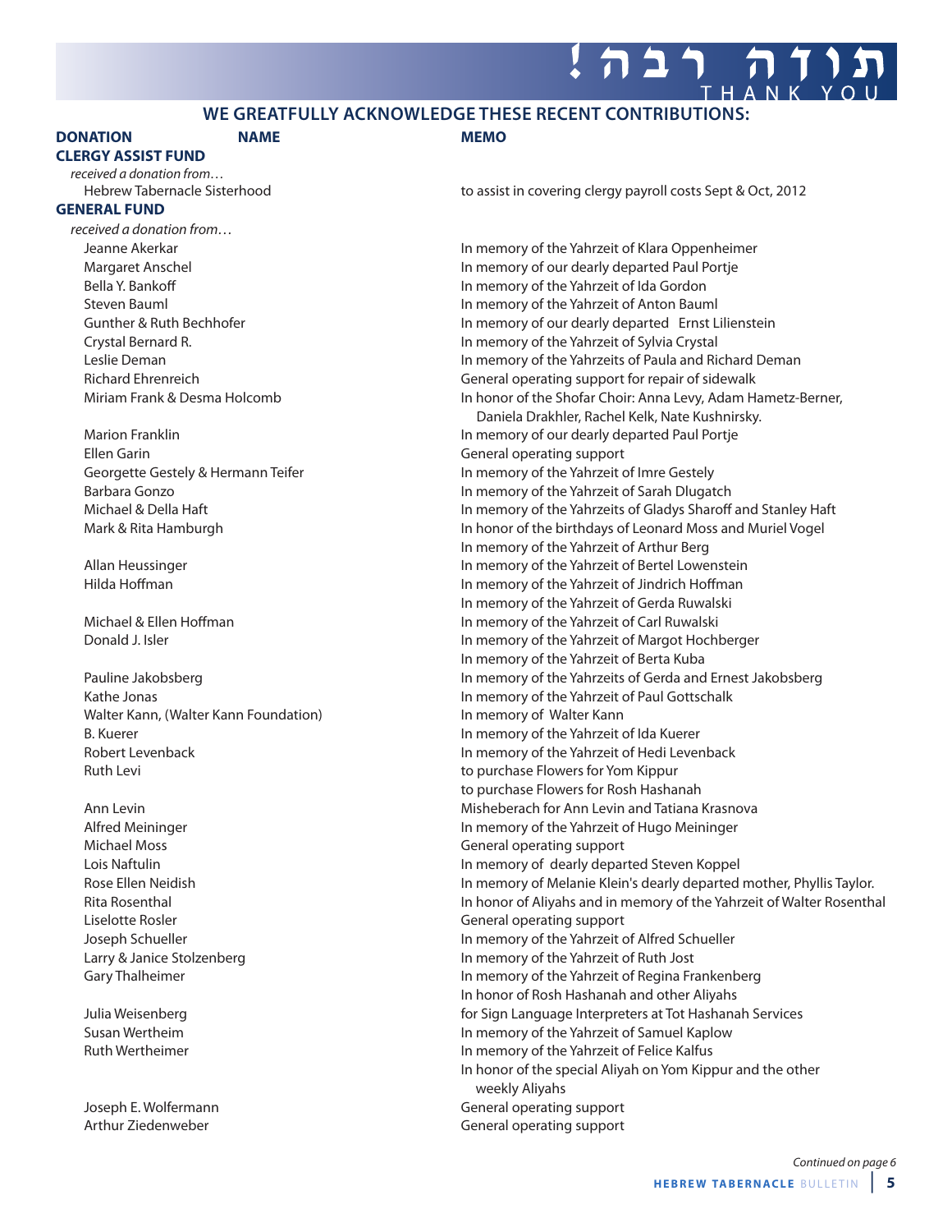# תודה רבה! THANK YOU

## WE GREATFULLY ACKNOWLEDGE THESE RECENT CONTRIBUTIONS:

| DONATION / NAME | MEMO |
| --- | --- |
| **CLERGY ASSIST FUND** | |
| *received a donation from…* | |
| Hebrew Tabernacle Sisterhood | to assist in covering clergy payroll costs Sept & Oct, 2012 |
| **GENERAL FUND** | |
| *received a donation from…* | |
| Jeanne Akerkar | In memory of the Yahrzeit of Klara Oppenheimer |
| Margaret Anschel | In memory of our dearly departed Paul Portje |
| Bella Y. Bankoff | In memory of the Yahrzeit of Ida Gordon |
| Steven Bauml | In memory of the Yahrzeit of Anton Bauml |
| Gunther & Ruth Bechhofer | In memory of our dearly departed Ernst Lilienstein |
| Crystal Bernard R. | In memory of the Yahrzeit of Sylvia Crystal |
| Leslie Deman | In memory of the Yahrzeits of Paula and Richard Deman |
| Richard Ehrenreich | General operating support for repair of sidewalk |
| Miriam Frank & Desma Holcomb | In honor of the Shofar Choir: Anna Levy, Adam Hametz-Berner, Daniela Drakhler, Rachel Kelk, Nate Kushnirsky. |
| Marion Franklin | In memory of our dearly departed Paul Portje |
| Ellen Garin | General operating support |
| Georgette Gestely & Hermann Teifer | In memory of the Yahrzeit of Imre Gestely |
| Barbara Gonzo | In memory of the Yahrzeit of Sarah Dlugatch |
| Michael & Della Haft | In memory of the Yahrzeits of Gladys Sharoff and Stanley Haft |
| Mark & Rita Hamburgh | In honor of the birthdays of Leonard Moss and Muriel Vogel<br>In memory of the Yahrzeit of Arthur Berg |
| Allan Heussinger | In memory of the Yahrzeit of Bertel Lowenstein |
| Hilda Hoffman | In memory of the Yahrzeit of Jindrich Hoffman<br>In memory of the Yahrzeit of Gerda Ruwalski |
| Michael & Ellen Hoffman | In memory of the Yahrzeit of Carl Ruwalski |
| Donald J. Isler | In memory of the Yahrzeit of Margot Hochberger<br>In memory of the Yahrzeit of Berta Kuba |
| Pauline Jakobsberg | In memory of the Yahrzeits of Gerda and Ernest Jakobsberg |
| Kathe Jonas | In memory of the Yahrzeit of Paul Gottschalk |
| Walter Kann, (Walter Kann Foundation) | In memory of Walter Kann |
| B. Kuerer | In memory of the Yahrzeit of Ida Kuerer |
| Robert Levenback | In memory of the Yahrzeit of Hedi Levenback |
| Ruth Levi | to purchase Flowers for Yom Kippur<br>to purchase Flowers for Rosh Hashanah |
| Ann Levin | Misheberach for Ann Levin and Tatiana Krasnova |
| Alfred Meininger | In memory of the Yahrzeit of Hugo Meininger |
| Michael Moss | General operating support |
| Lois Naftulin | In memory of dearly departed Steven Koppel |
| Rose Ellen Neidish | In memory of Melanie Klein's dearly departed mother, Phyllis Taylor. |
| Rita Rosenthal | In honor of Aliyahs and in memory of the Yahrzeit of Walter Rosenthal |
| Liselotte Rosler | General operating support |
| Joseph Schueller | In memory of the Yahrzeit of Alfred Schueller |
| Larry & Janice Stolzenberg | In memory of the Yahrzeit of Ruth Jost |
| Gary Thalheimer | In memory of the Yahrzeit of Regina Frankenberg<br>In honor of Rosh Hashanah and other Aliyahs |
| Julia Weisenberg | for Sign Language Interpreters at Tot Hashanah Services |
| Susan Wertheim | In memory of the Yahrzeit of Samuel Kaplow |
| Ruth Wertheimer | In memory of the Yahrzeit of Felice Kalfus<br>In honor of the special Aliyah on Yom Kippur and the other weekly Aliyahs |
| Joseph E. Wolfermann | General operating support |
| Arthur Ziedenweber | General operating support |

*Continued on page 6*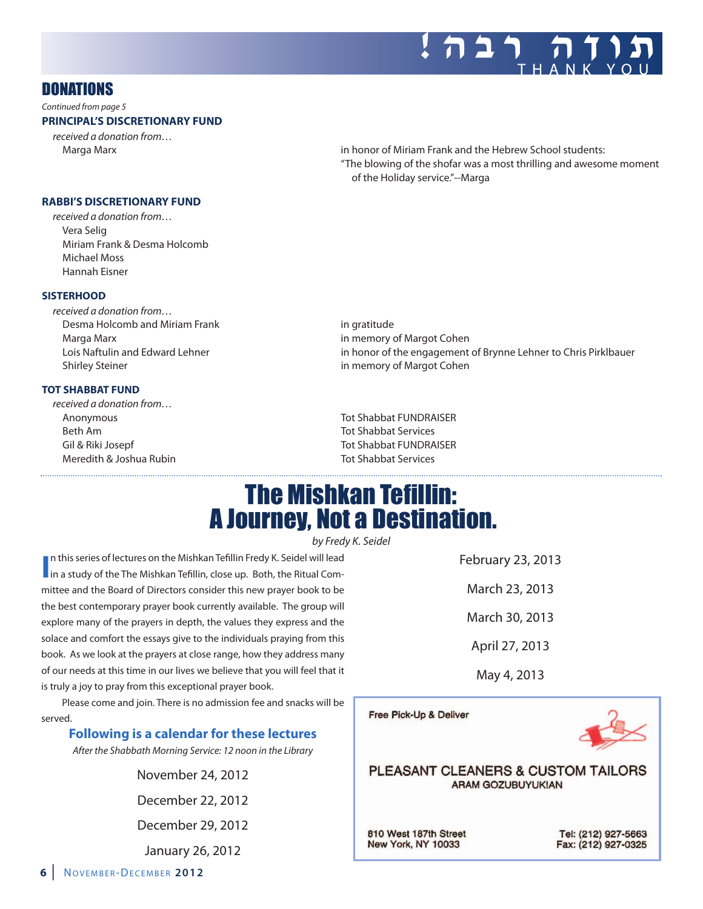# !תודה רבה

THANK YOU

## DONATIONS

*Continued from page 5*

### PRINCIPAL'S DISCRETIONARY FUND

*received a donation from…*

Marga Marx — in honor of Miriam Frank and the Hebrew School students: "The blowing of the shofar was a most thrilling and awesome moment of the Holiday service."--Marga

### RABBI'S DISCRETIONARY FUND

*received a donation from…*

Vera Selig
Miriam Frank & Desma Holcomb
Michael Moss
Hannah Eisner

### SISTERHOOD

*received a donation from…*

| | |
|---|---|
| Desma Holcomb and Miriam Frank | in gratitude |
| Marga Marx | in memory of Margot Cohen |
| Lois Naftulin and Edward Lehner | in honor of the engagement of Brynne Lehner to Chris Pirklbauer |
| Shirley Steiner | in memory of Margot Cohen |

### TOT SHABBAT FUND

*received a donation from…*

| | |
|---|---|
| Anonymous | Tot Shabbat FUNDRAISER |
| Beth Am | Tot Shabbat Services |
| Gil & Riki Josepf | Tot Shabbat FUNDRAISER |
| Meredith & Joshua Rubin | Tot Shabbat Services |

# The Mishkan Tefillin: A Journey, Not a Destination.

*by Fredy K. Seidel*

In this series of lectures on the Mishkan Tefillin Fredy K. Seidel will lead in a study of the The Mishkan Tefillin, close up. Both, the Ritual Committee and the Board of Directors consider this new prayer book to be the best contemporary prayer book currently available. The group will explore many of the prayers in depth, the values they express and the solace and comfort the essays give to the individuals praying from this book. As we look at the prayers at close range, how they address many of our needs at this time in our lives we believe that you will feel that it is truly a joy to pray from this exceptional prayer book.

Please come and join. There is no admission fee and snacks will be served.

### Following is a calendar for these lectures

*After the Shabbath Morning Service: 12 noon in the Library*

November 24, 2012

December 22, 2012

December 29, 2012

January 26, 2012

February 23, 2013

March 23, 2013

March 30, 2013

April 27, 2013

May 4, 2013

---

Free Pick-Up & Deliver

**PLEASANT CLEANERS & CUSTOM TAILORS**
ARAM GOZUBUYUKIAN

810 West 187th Street
New York, NY 10033

Tel: (212) 927-5663
Fax: (212) 927-0325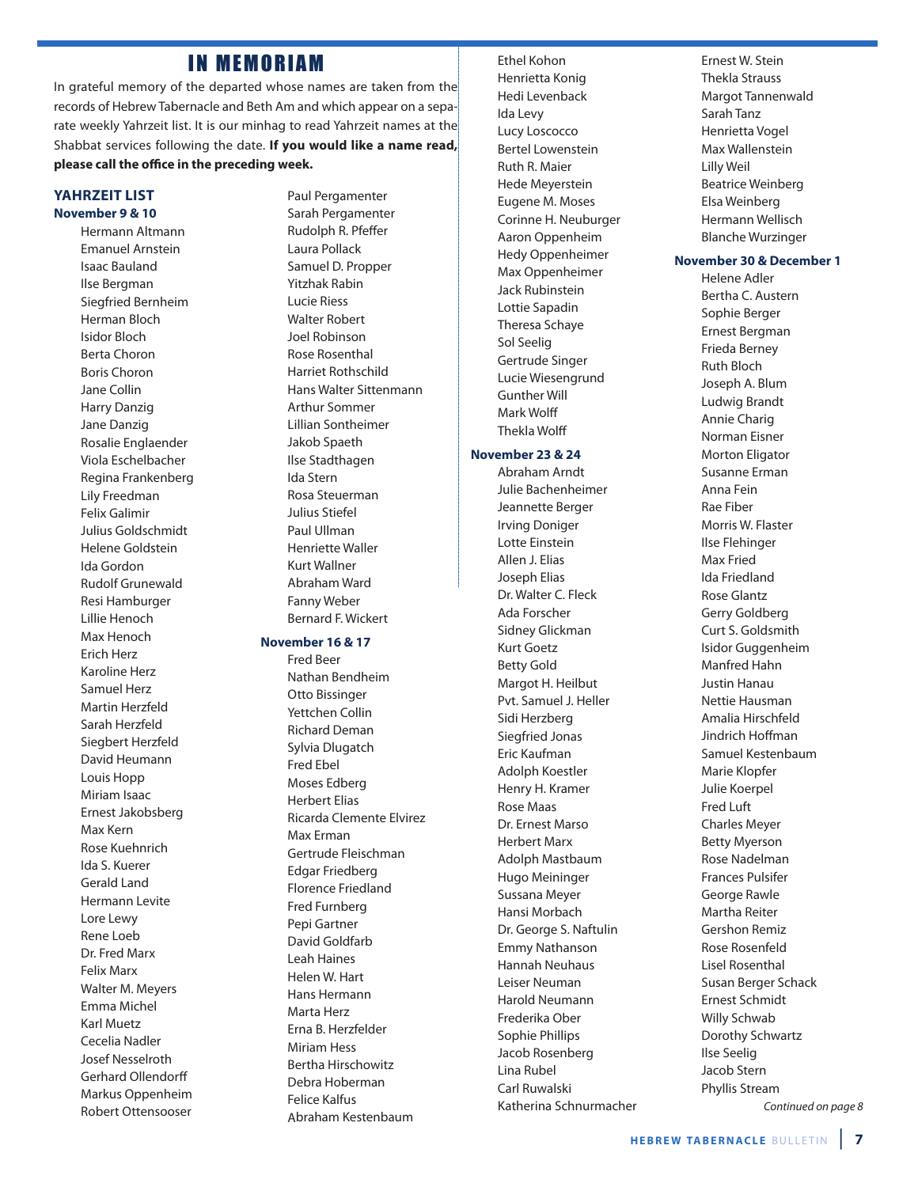# IN MEMORIAM

In grateful memory of the departed whose names are taken from the records of Hebrew Tabernacle and Beth Am and which appear on a separate weekly Yahrzeit list. It is our minhag to read Yahrzeit names at the Shabbat services following the date. **If you would like a name read, please call the office in the preceding week.**

## YAHRZEIT LIST

### November 9 & 10

Hermann Altmann
Emanuel Arnstein
Isaac Bauland
Ilse Bergman
Siegfried Bernheim
Herman Bloch
Isidor Bloch
Berta Choron
Boris Choron
Jane Collin
Harry Danzig
Jane Danzig
Rosalie Englaender
Viola Eschelbacher
Regina Frankenberg
Lily Freedman
Felix Galimir
Julius Goldschmidt
Helene Goldstein
Ida Gordon
Rudolf Grunewald
Resi Hamburger
Lillie Henoch
Max Henoch
Erich Herz
Karoline Herz
Samuel Herz
Martin Herzfeld
Sarah Herzfeld
Siegbert Herzfeld
David Heumann
Louis Hopp
Miriam Isaac
Ernest Jakobsberg
Max Kern
Rose Kuehnrich
Ida S. Kuerer
Gerald Land
Hermann Levite
Lore Lewy
Rene Loeb
Dr. Fred Marx
Felix Marx
Walter M. Meyers
Emma Michel
Karl Muetz
Cecelia Nadler
Josef Nesselroth
Gerhard Ollendorff
Markus Oppenheim
Robert Ottensooser
Paul Pergamenter
Sarah Pergamenter
Rudolph R. Pfeffer
Laura Pollack
Samuel D. Propper
Yitzhak Rabin
Lucie Riess
Walter Robert
Joel Robinson
Rose Rosenthal
Harriet Rothschild
Hans Walter Sittenmann
Arthur Sommer
Lillian Sontheimer
Jakob Spaeth
Ilse Stadthagen
Ida Stern
Rosa Steuerman
Julius Stiefel
Paul Ullman
Henriette Waller
Kurt Wallner
Abraham Ward
Fanny Weber
Bernard F. Wickert

### November 16 & 17

Fred Beer
Nathan Bendheim
Otto Bissinger
Yettchen Collin
Richard Deman
Sylvia Dlugatch
Fred Ebel
Moses Edberg
Herbert Elias
Ricarda Clemente Elvirez
Max Erman
Gertrude Fleischman
Edgar Friedberg
Florence Friedland
Fred Furnberg
Pepi Gartner
David Goldfarb
Leah Haines
Helen W. Hart
Hans Hermann
Marta Herz
Erna B. Herzfelder
Miriam Hess
Bertha Hirschowitz
Debra Hoberman
Felice Kalfus
Abraham Kestenbaum
Ethel Kohon
Henrietta Konig
Hedi Levenback
Ida Levy
Lucy Loscocco
Bertel Lowenstein
Ruth R. Maier
Hede Meyerstein
Eugene M. Moses
Corinne H. Neuburger
Aaron Oppenheim
Hedy Oppenheimer
Max Oppenheimer
Jack Rubinstein
Lottie Sapadin
Theresa Schaye
Sol Seelig
Gertrude Singer
Lucie Wiesengrund
Gunther Will
Mark Wolff
Thekla Wolff

### November 23 & 24

Abraham Arndt
Julie Bachenheimer
Jeannette Berger
Irving Doniger
Lotte Einstein
Allen J. Elias
Joseph Elias
Dr. Walter C. Fleck
Ada Forscher
Sidney Glickman
Kurt Goetz
Betty Gold
Margot H. Heilbut
Pvt. Samuel J. Heller
Sidi Herzberg
Siegfried Jonas
Eric Kaufman
Adolph Koestler
Henry H. Kramer
Rose Maas
Dr. Ernest Marso
Herbert Marx
Adolph Mastbaum
Hugo Meininger
Sussana Meyer
Hansi Morbach
Dr. George S. Naftulin
Emmy Nathanson
Hannah Neuhaus
Leiser Neuman
Harold Neumann
Frederika Ober
Sophie Phillips
Jacob Rosenberg
Lina Rubel
Carl Ruwalski
Katherina Schnurmacher
Ernest W. Stein
Thekla Strauss
Margot Tannenwald
Sarah Tanz
Henrietta Vogel
Max Wallenstein
Lilly Weil
Beatrice Weinberg
Elsa Weinberg
Hermann Wellisch
Blanche Wurzinger

### November 30 & December 1

Helene Adler
Bertha C. Austern
Sophie Berger
Ernest Bergman
Frieda Berney
Ruth Bloch
Joseph A. Blum
Ludwig Brandt
Annie Charig
Norman Eisner
Morton Eligator
Susanne Erman
Anna Fein
Rae Fiber
Morris W. Flaster
Ilse Flehinger
Max Fried
Ida Friedland
Rose Glantz
Gerry Goldberg
Curt S. Goldsmith
Isidor Guggenheim
Manfred Hahn
Justin Hanau
Nettie Hausman
Amalia Hirschfeld
Jindrich Hoffman
Samuel Kestenbaum
Marie Klopfer
Julie Koerpel
Fred Luft
Charles Meyer
Betty Myerson
Rose Nadelman
Frances Pulsifer
George Rawle
Martha Reiter
Gershon Remiz
Rose Rosenfeld
Lisel Rosenthal
Susan Berger Schack
Ernest Schmidt
Willy Schwab
Dorothy Schwartz
Ilse Seelig
Jacob Stern
Phyllis Stream

*Continued on page 8*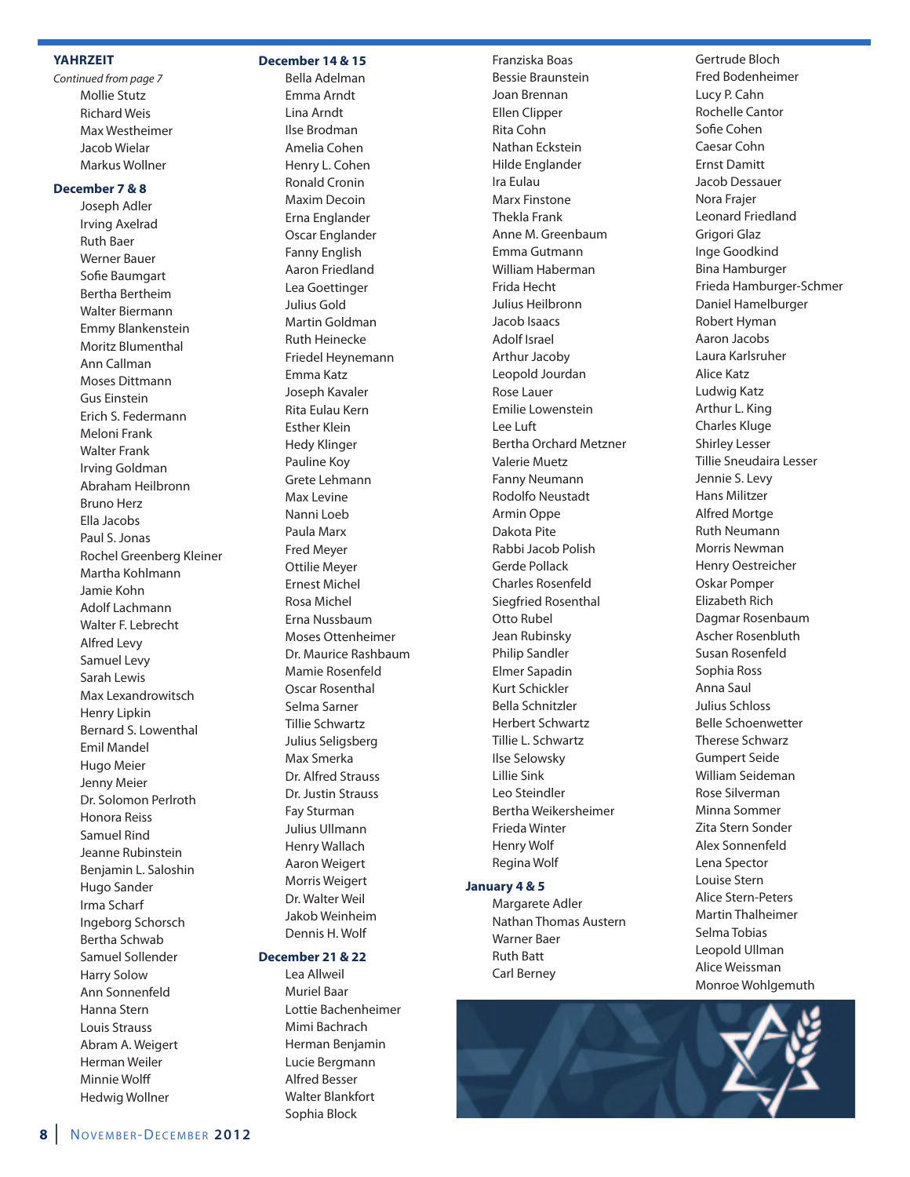## YAHRZEIT

*Continued from page 7*

Mollie Stutz
Richard Weis
Max Westheimer
Jacob Wielar
Markus Wollner

### December 7 & 8

Joseph Adler
Irving Axelrad
Ruth Baer
Werner Bauer
Sofie Baumgart
Bertha Bertheim
Walter Biermann
Emmy Blankenstein
Moritz Blumenthal
Ann Callman
Moses Dittmann
Gus Einstein
Erich S. Federmann
Meloni Frank
Walter Frank
Irving Goldman
Abraham Heilbronn
Bruno Herz
Ella Jacobs
Paul S. Jonas
Rochel Greenberg Kleiner
Martha Kohlmann
Jamie Kohn
Adolf Lachmann
Walter F. Lebrecht
Alfred Levy
Samuel Levy
Sarah Lewis
Max Lexandrowitsch
Henry Lipkin
Bernard S. Lowenthal
Emil Mandel
Hugo Meier
Jenny Meier
Dr. Solomon Perlroth
Honora Reiss
Samuel Rind
Jeanne Rubinstein
Benjamin L. Saloshin
Hugo Sander
Irma Scharf
Ingeborg Schorsch
Bertha Schwab
Samuel Sollender
Harry Solow
Ann Sonnenfeld
Hanna Stern
Louis Strauss
Abram A. Weigert
Herman Weiler
Minnie Wolff
Hedwig Wollner

### December 14 & 15

Bella Adelman
Emma Arndt
Lina Arndt
Ilse Brodman
Amelia Cohen
Henry L. Cohen
Ronald Cronin
Maxim Decoin
Erna Englander
Oscar Englander
Fanny English
Aaron Friedland
Lea Goettinger
Julius Gold
Martin Goldman
Ruth Heinecke
Friedel Heynemann
Emma Katz
Joseph Kavaler
Rita Eulau Kern
Esther Klein
Hedy Klinger
Pauline Koy
Grete Lehmann
Max Levine
Nanni Loeb
Paula Marx
Fred Meyer
Ottilie Meyer
Ernest Michel
Rosa Michel
Erna Nussbaum
Moses Ottenheimer
Dr. Maurice Rashbaum
Mamie Rosenfeld
Oscar Rosenthal
Selma Sarner
Tillie Schwartz
Julius Seligsberg
Max Smerka
Dr. Alfred Strauss
Dr. Justin Strauss
Fay Sturman
Julius Ullmann
Henry Wallach
Aaron Weigert
Morris Weigert
Dr. Walter Weil
Jakob Weinheim
Dennis H. Wolf

### December 21 & 22

Lea Allweil
Muriel Baar
Lottie Bachenheimer
Mimi Bachrach
Herman Benjamin
Lucie Bergmann
Alfred Besser
Walter Blankfort
Sophia Block
Franziska Boas
Bessie Braunstein
Joan Brennan
Ellen Clipper
Rita Cohn
Nathan Eckstein
Hilde Englander
Ira Eulau
Marx Finstone
Thekla Frank
Anne M. Greenbaum
Emma Gutmann
William Haberman
Frida Hecht
Julius Heilbronn
Jacob Isaacs
Adolf Israel
Arthur Jacoby
Leopold Jourdan
Rose Lauer
Emilie Lowenstein
Lee Luft
Bertha Orchard Metzner
Valerie Muetz
Fanny Neumann
Rodolfo Neustadt
Armin Oppe
Dakota Pite
Rabbi Jacob Polish
Gerde Pollack
Charles Rosenfeld
Siegfried Rosenthal
Otto Rubel
Jean Rubinsky
Philip Sandler
Elmer Sapadin
Kurt Schickler
Bella Schnitzler
Herbert Schwartz
Tillie L. Schwartz
Ilse Selowsky
Lillie Sink
Leo Steindler
Bertha Weikersheimer
Frieda Winter
Henry Wolf
Regina Wolf

### January 4 & 5

Margarete Adler
Nathan Thomas Austern
Warner Baer
Ruth Batt
Carl Berney
Gertrude Bloch
Fred Bodenheimer
Lucy P. Cahn
Rochelle Cantor
Sofie Cohen
Caesar Cohn
Ernst Damitt
Jacob Dessauer
Nora Frajer
Leonard Friedland
Grigori Glaz
Inge Goodkind
Bina Hamburger
Frieda Hamburger-Schmer
Daniel Hamelburger
Robert Hyman
Aaron Jacobs
Laura Karlsruher
Alice Katz
Ludwig Katz
Arthur L. King
Charles Kluge
Shirley Lesser
Tillie Sneudaira Lesser
Jennie S. Levy
Hans Militzer
Alfred Mortge
Ruth Neumann
Morris Newman
Henry Oestreicher
Oskar Pomper
Elizabeth Rich
Dagmar Rosenbaum
Ascher Rosenbluth
Susan Rosenfeld
Sophia Ross
Anna Saul
Julius Schloss
Belle Schoenwetter
Therese Schwarz
Gumpert Seide
William Seideman
Rose Silverman
Minna Sommer
Zita Stern Sonder
Alex Sonnenfeld
Lena Spector
Louise Stern
Alice Stern-Peters
Martin Thalheimer
Selma Tobias
Leopold Ullman
Alice Weissman
Monroe Wohlgemuth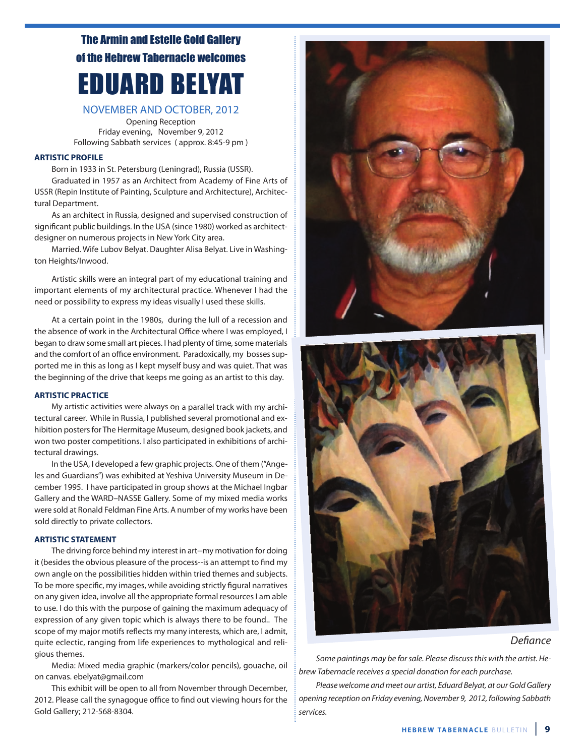## The Armin and Estelle Gold Gallery of the Hebrew Tabernacle welcomes

# EDUARD BELYAT

### NOVEMBER AND OCTOBER, 2012

Opening Reception
Friday evening, November 9, 2012
Following Sabbath services ( approx. 8:45-9 pm )

**ARTISTIC PROFILE**

Born in 1933 in St. Petersburg (Leningrad), Russia (USSR).

Graduated in 1957 as an Architect from Academy of Fine Arts of USSR (Repin Institute of Painting, Sculpture and Architecture), Architectural Department.

As an architect in Russia, designed and supervised construction of significant public buildings. In the USA (since 1980) worked as architect-designer on numerous projects in New York City area.

Married. Wife Lubov Belyat. Daughter Alisa Belyat. Live in Washington Heights/Inwood.

Artistic skills were an integral part of my educational training and important elements of my architectural practice. Whenever I had the need or possibility to express my ideas visually I used these skills.

At a certain point in the 1980s, during the lull of a recession and the absence of work in the Architectural Office where I was employed, I began to draw some small art pieces. I had plenty of time, some materials and the comfort of an office environment. Paradoxically, my bosses supported me in this as long as I kept myself busy and was quiet. That was the beginning of the drive that keeps me going as an artist to this day.

**ARTISTIC PRACTICE**

My artistic activities were always on a parallel track with my architectural career. While in Russia, I published several promotional and exhibition posters for The Hermitage Museum, designed book jackets, and won two poster competitions. I also participated in exhibitions of architectural drawings.

In the USA, I developed a few graphic projects. One of them ("Angeles and Guardians") was exhibited at Yeshiva University Museum in December 1995. I have participated in group shows at the Michael Ingbar Gallery and the WARD–NASSE Gallery. Some of my mixed media works were sold at Ronald Feldman Fine Arts. A number of my works have been sold directly to private collectors.

**ARTISTIC STATEMENT**

The driving force behind my interest in art--my motivation for doing it (besides the obvious pleasure of the process--is an attempt to find my own angle on the possibilities hidden within tried themes and subjects. To be more specific, my images, while avoiding strictly figural narratives on any given idea, involve all the appropriate formal resources I am able to use. I do this with the purpose of gaining the maximum adequacy of expression of any given topic which is always there to be found.. The scope of my major motifs reflects my many interests, which are, I admit, quite eclectic, ranging from life experiences to mythological and religious themes.

Media: Mixed media graphic (markers/color pencils), gouache, oil on canvas. ebelyat@gmail.com

This exhibit will be open to all from November through December, 2012. Please call the synagogue office to find out viewing hours for the Gold Gallery; 212-568-8304.

*Defiance*

*Some paintings may be for sale. Please discuss this with the artist. Hebrew Tabernacle receives a special donation for each purchase.*

*Please welcome and meet our artist, Eduard Belyat, at our Gold Gallery opening reception on Friday evening, November 9, 2012, following Sabbath services.*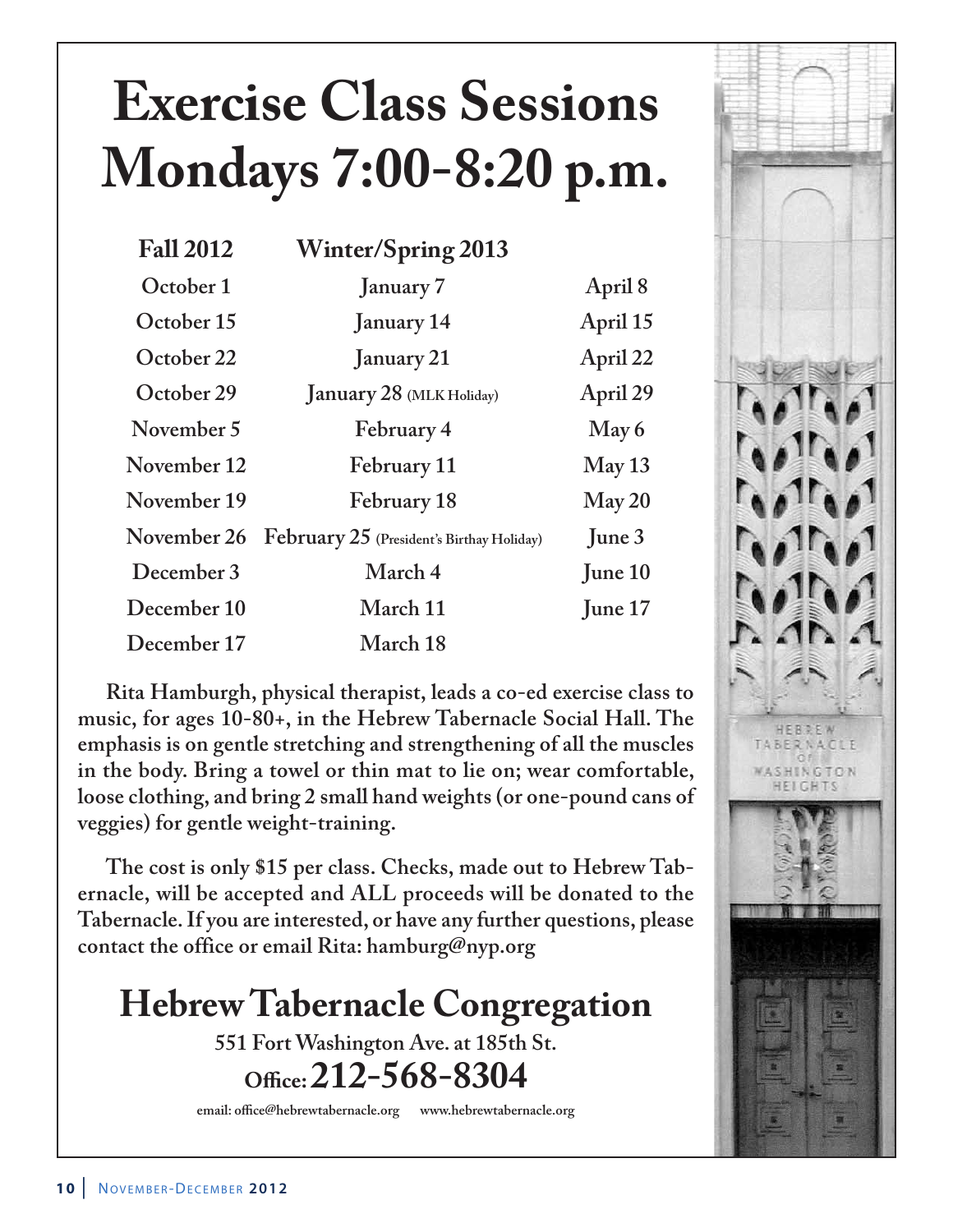# Exercise Class Sessions Mondays 7:00-8:20 p.m.

| Fall 2012 | Winter/Spring 2013 | |
|---|---|---|
| October 1 | January 7 | April 8 |
| October 15 | January 14 | April 15 |
| October 22 | January 21 | April 22 |
| October 29 | January 28 (MLK Holiday) | April 29 |
| November 5 | February 4 | May 6 |
| November 12 | February 11 | May 13 |
| November 19 | February 18 | May 20 |
| November 26 | February 25 (President's Birthay Holiday) | June 3 |
| December 3 | March 4 | June 10 |
| December 10 | March 11 | June 17 |
| December 17 | March 18 | |

**Rita Hamburgh, physical therapist, leads a co-ed exercise class to music, for ages 10-80+, in the Hebrew Tabernacle Social Hall. The emphasis is on gentle stretching and strengthening of all the muscles in the body. Bring a towel or thin mat to lie on; wear comfortable, loose clothing, and bring 2 small hand weights (or one-pound cans of veggies) for gentle weight-training.**

**The cost is only $15 per class. Checks, made out to Hebrew Tabernacle, will be accepted and ALL proceeds will be donated to the Tabernacle. If you are interested, or have any further questions, please contact the office or email Rita: hamburg@nyp.org**

## Hebrew Tabernacle Congregation

**551 Fort Washington Ave. at 185th St.**

**Office: 212-568-8304**

**email: office@hebrewtabernacle.org    www.hebrewtabernacle.org**

HEBREW TABERNACLE OF WASHINGTON HEIGHTS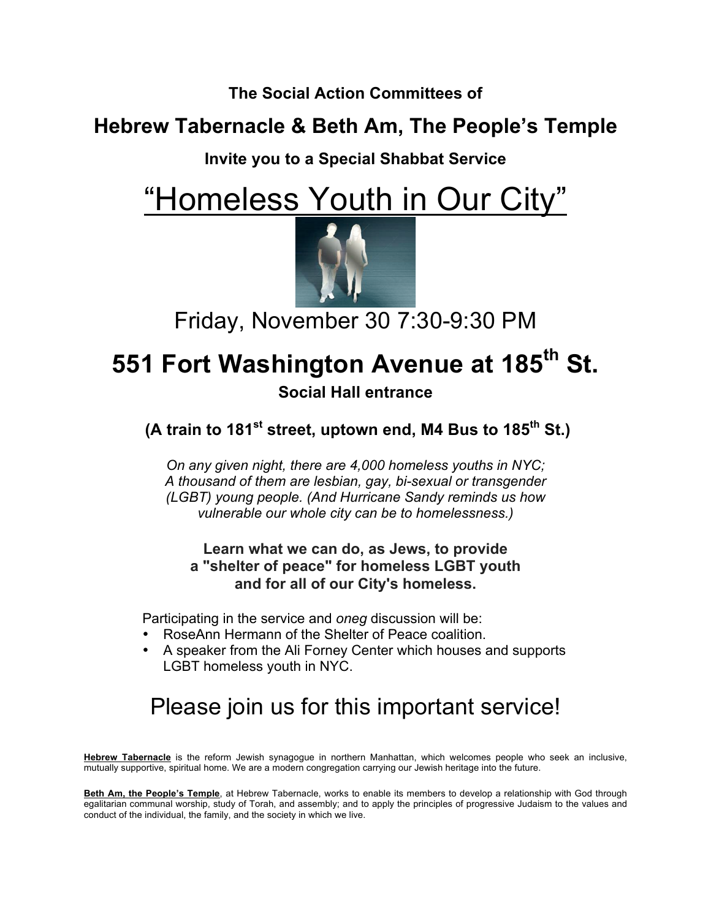**The Social Action Committees of**

## Hebrew Tabernacle & Beth Am, The People's Temple

**Invite you to a Special Shabbat Service**

# "Homeless Youth in Our City"

Friday, November 30 7:30-9:30 PM

## 551 Fort Washington Avenue at 185th St.

**Social Hall entrance**

**(A train to 181st street, uptown end, M4 Bus to 185th St.)**

*On any given night, there are 4,000 homeless youths in NYC; A thousand of them are lesbian, gay, bi-sexual or transgender (LGBT) young people. (And Hurricane Sandy reminds us how vulnerable our whole city can be to homelessness.)*

**Learn what we can do, as Jews, to provide a "shelter of peace" for homeless LGBT youth and for all of our City's homeless.**

Participating in the service and *oneg* discussion will be:

- RoseAnn Hermann of the Shelter of Peace coalition.
- A speaker from the Ali Forney Center which houses and supports LGBT homeless youth in NYC.

## Please join us for this important service!

**Hebrew Tabernacle** is the reform Jewish synagogue in northern Manhattan, which welcomes people who seek an inclusive, mutually supportive, spiritual home. We are a modern congregation carrying our Jewish heritage into the future.

**Beth Am, the People's Temple**, at Hebrew Tabernacle, works to enable its members to develop a relationship with God through egalitarian communal worship, study of Torah, and assembly; and to apply the principles of progressive Judaism to the values and conduct of the individual, the family, and the society in which we live.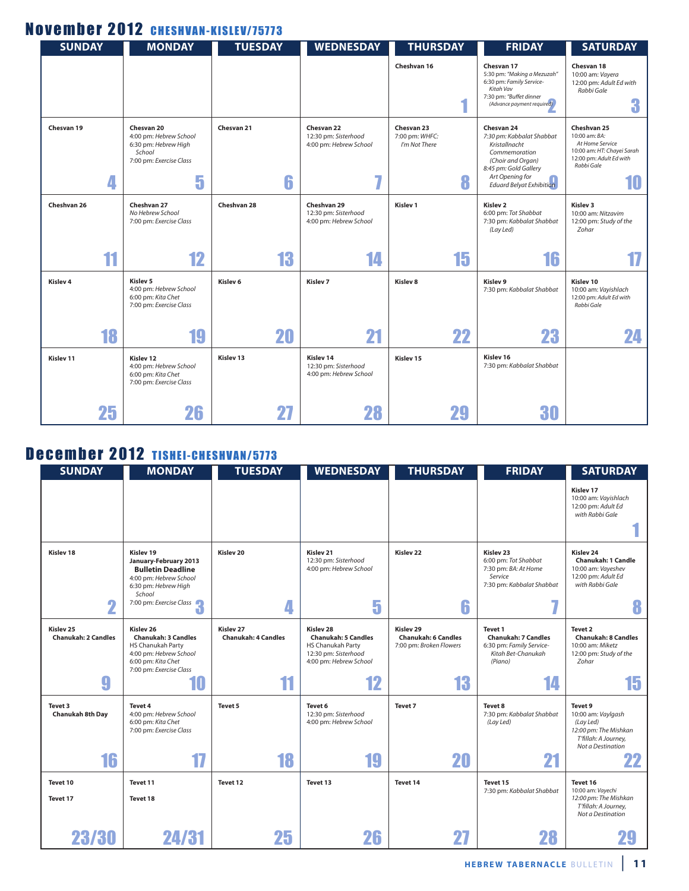# November 2012 CHESHVAN-KISLEV/75773

| SUNDAY | MONDAY | TUESDAY | WEDNESDAY | THURSDAY | FRIDAY | SATURDAY |
|---|---|---|---|---|---|---|
| | | | | Cheshvan 16<br>1 | Chesvan 17<br>5:30 pm: *"Making a Mezuzah"*<br>6:30 pm: *Family Service-Kitah Vav*<br>7:30 pm: *"Buffet dinner (Advance payment required)*<br>2 | Chesvan 18<br>10:00 am: *Vayera*<br>12:00 pm: *Adult Ed with Rabbi Gale*<br>3 |
| Chesvan 19<br>4 | Chesvan 20<br>4:00 pm: *Hebrew School*<br>6:30 pm: *Hebrew High School*<br>7:00 pm: *Exercise Class*<br>5 | Chesvan 21<br>6 | Chesvan 22<br>12:30 pm: *Sisterhood*<br>4:00 pm: *Hebrew School*<br>7 | Chesvan 23<br>7:00 pm: *WHFC: I'm Not There*<br>8 | Chesvan 24<br>*7:30 pm: Kabbalat Shabbat Kristallnacht Commemoration (Choir and Organ)*<br>8:45 pm: Gold Gallery *Art Opening for Eduard Belyat Exhibition*<br>9 | Cheshvan 25<br>10:00 am: *BA: At Home Service*<br>10:00 am: *HT: Chayei Sarah*<br>12:00 pm: *Adult Ed with Rabbi Gale*<br>10 |
| Cheshvan 26<br>11 | Cheshvan 27<br>*No Hebrew School*<br>7:00 pm: *Exercise Class*<br>12 | Cheshvan 28<br>13 | Cheshvan 29<br>12:30 pm: *Sisterhood*<br>4:00 pm: *Hebrew School*<br>14 | Kislev 1<br>15 | Kislev 2<br>6:00 pm: *Tot Shabbat*<br>7:30 pm: *Kabbalat Shabbat (Lay Led)*<br>16 | Kislev 3<br>10:00 am: *Nitzavim*<br>12:00 pm: *Study of the Zohar*<br>17 |
| Kislev 4<br>18 | Kislev 5<br>4:00 pm: *Hebrew School*<br>6:00 pm: *Kita Chet*<br>7:00 pm: *Exercise Class*<br>19 | Kislev 6<br>20 | Kislev 7<br>21 | Kislev 8<br>22 | Kislev 9<br>7:30 pm: *Kabbalat Shabbat*<br>23 | Kislev 10<br>10:00 am: *Vayishlach*<br>12:00 pm: *Adult Ed with Rabbi Gale*<br>24 |
| Kislev 11<br>25 | Kislev 12<br>4:00 pm: *Hebrew School*<br>6:00 pm: *Kita Chet*<br>7:00 pm: *Exercise Class*<br>26 | Kislev 13<br>27 | Kislev 14<br>12:30 pm: *Sisterhood*<br>4:00 pm: *Hebrew School*<br>28 | Kislev 15<br>29 | Kislev 16<br>7:30 pm: *Kabbalat Shabbat*<br>30 | |

# December 2012 TISHEI-CHESHVAN/5773

| SUNDAY | MONDAY | TUESDAY | WEDNESDAY | THURSDAY | FRIDAY | SATURDAY |
|---|---|---|---|---|---|---|
| | | | | | | Kislev 17<br>10:00 am: *Vayishlach*<br>12:00 pm: *Adult Ed with Rabbi Gale*<br>1 |
| Kislev 18<br>2 | Kislev 19<br>**January-February 2013 Bulletin Deadline**<br>4:00 pm: *Hebrew School*<br>6:30 pm: *Hebrew High School*<br>7:00 pm: *Exercise Class*<br>3 | Kislev 20<br>4 | Kislev 21<br>12:30 pm: *Sisterhood*<br>4:00 pm: *Hebrew School*<br>5 | Kislev 22<br>6 | Kislev 23<br>6:00 pm: *Tot Shabbat*<br>7:30 pm: *BA: At Home Service*<br>7:30 pm: *Kabbalat Shabbat*<br>7 | Kislev 24<br>**Chanukah: 1 Candle**<br>10:00 am: *Vayeshev*<br>12:00 pm: *Adult Ed with Rabbi Gale*<br>8 |
| Kislev 25<br>**Chanukah: 2 Candles**<br>9 | Kislev 26<br>**Chanukah: 3 Candles**<br>HS Chanukah Party<br>4:00 pm: *Hebrew School*<br>6:00 pm: *Kita Chet*<br>7:00 pm: *Exercise Class*<br>10 | Kislev 27<br>**Chanukah: 4 Candles**<br>11 | Kislev 28<br>**Chanukah: 5 Candles**<br>HS Chanukah Party<br>12:30 pm: *Sisterhood*<br>4:00 pm: *Hebrew School*<br>12 | Kislev 29<br>**Chanukah: 6 Candles**<br>7:00 pm: *Broken Flowers*<br>13 | Tevet 1<br>**Chanukah: 7 Candles**<br>6:30 pm: *Family Service-Kitah Bet-Chanukah (Piano)*<br>14 | Tevet 2<br>**Chanukah: 8 Candles**<br>10:00 am: *Miketz*<br>12:00 pm: *Study of the Zohar*<br>15 |
| Tevet 3<br>**Chanukah 8th Day**<br>16 | Tevet 4<br>4:00 pm: *Hebrew School*<br>6:00 pm: *Kita Chet*<br>7:00 pm: *Exercise Class*<br>17 | Tevet 5<br>18 | Tevet 6<br>12:30 pm: *Sisterhood*<br>4:00 pm: *Hebrew School*<br>19 | Tevet 7<br>20 | Tevet 8<br>7:30 pm: *Kabbalat Shabbat (Lay Led)*<br>21 | Tevet 9<br>10:00 am: *Vaylgash (Lay Led)*<br>*12:00 pm: The Mishkan T'fillah: A Journey, Not a Destination*<br>22 |
| Tevet 10<br>Tevet 17<br>23/30 | Tevet 11<br>Tevet 18<br>24/31 | Tevet 12<br>25 | Tevet 13<br>26 | Tevet 14<br>27 | Tevet 15<br>7:30 pm: *Kabbalat Shabbat*<br>28 | Tevet 16<br>10:00 am: *Vayechi*<br>*12:00 pm: The Mishkan T'fillah: A Journey, Not a Destination*<br>29 |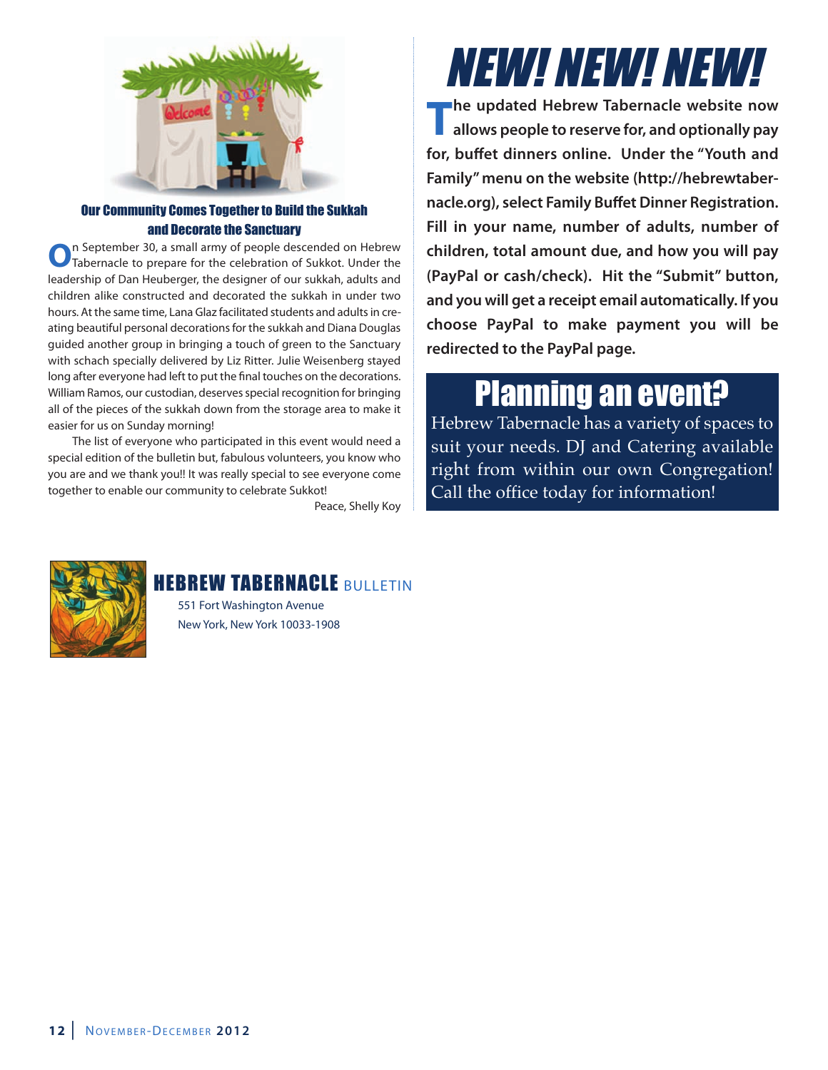## Our Community Comes Together to Build the Sukkah and Decorate the Sanctuary

On September 30, a small army of people descended on Hebrew Tabernacle to prepare for the celebration of Sukkot. Under the leadership of Dan Heuberger, the designer of our sukkah, adults and children alike constructed and decorated the sukkah in under two hours. At the same time, Lana Glaz facilitated students and adults in creating beautiful personal decorations for the sukkah and Diana Douglas guided another group in bringing a touch of green to the Sanctuary with schach specially delivered by Liz Ritter. Julie Weisenberg stayed long after everyone had left to put the final touches on the decorations. William Ramos, our custodian, deserves special recognition for bringing all of the pieces of the sukkah down from the storage area to make it easier for us on Sunday morning!

The list of everyone who participated in this event would need a special edition of the bulletin but, fabulous volunteers, you know who you are and we thank you!! It was really special to see everyone come together to enable our community to celebrate Sukkot!

Peace, Shelly Koy

# NEW! NEW! NEW!

**The updated Hebrew Tabernacle website now allows people to reserve for, and optionally pay for, buffet dinners online. Under the "Youth and Family" menu on the website (http://hebrewtabernacle.org), select Family Buffet Dinner Registration. Fill in your name, number of adults, number of children, total amount due, and how you will pay (PayPal or cash/check). Hit the "Submit" button, and you will get a receipt email automatically. If you choose PayPal to make payment you will be redirected to the PayPal page.**

## Planning an event?

Hebrew Tabernacle has a variety of spaces to suit your needs. DJ and Catering available right from within our own Congregation! Call the office today for information!

**HEBREW TABERNACLE** BULLETIN
551 Fort Washington Avenue
New York, New York 10033-1908